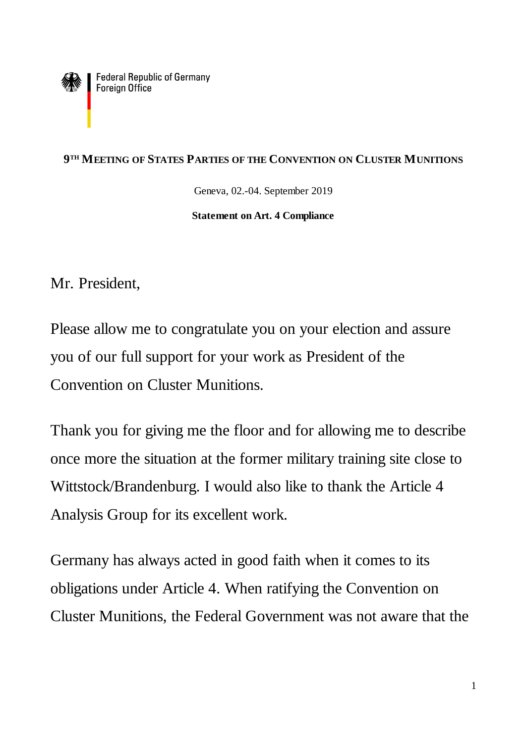Federal Republic of Germany
Foreign Office

**9TH MEETING OF STATES PARTIES OF THE CONVENTION ON CLUSTER MUNITIONS**

Geneva, 02.-04. September 2019

**Statement on Art. 4 Compliance**

Mr. President,

Please allow me to congratulate you on your election and assure you of our full support for your work as President of the Convention on Cluster Munitions.

Thank you for giving me the floor and for allowing me to describe once more the situation at the former military training site close to Wittstock/Brandenburg. I would also like to thank the Article 4 Analysis Group for its excellent work.

Germany has always acted in good faith when it comes to its obligations under Article 4. When ratifying the Convention on Cluster Munitions, the Federal Government was not aware that the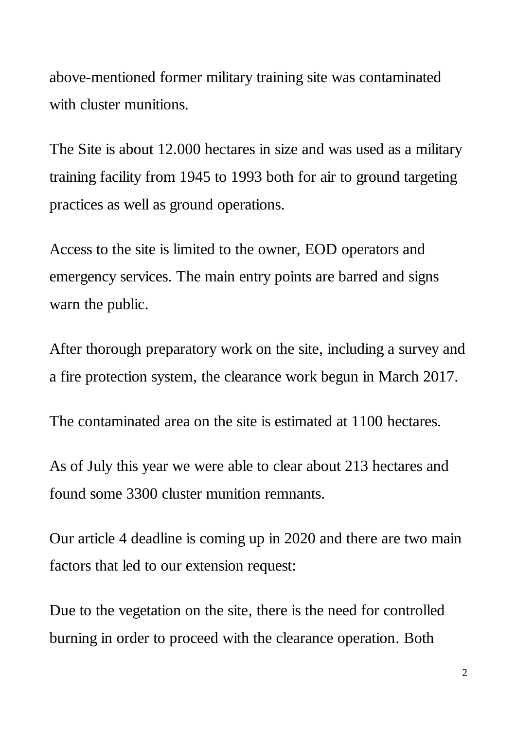above-mentioned former military training site was contaminated with cluster munitions.

The Site is about 12.000 hectares in size and was used as a military training facility from 1945 to 1993 both for air to ground targeting practices as well as ground operations.

Access to the site is limited to the owner, EOD operators and emergency services. The main entry points are barred and signs warn the public.

After thorough preparatory work on the site, including a survey and a fire protection system, the clearance work begun in March 2017.

The contaminated area on the site is estimated at 1100 hectares.

As of July this year we were able to clear about 213 hectares and found some 3300 cluster munition remnants.

Our article 4 deadline is coming up in 2020 and there are two main factors that led to our extension request:

Due to the vegetation on the site, there is the need for controlled burning in order to proceed with the clearance operation. Both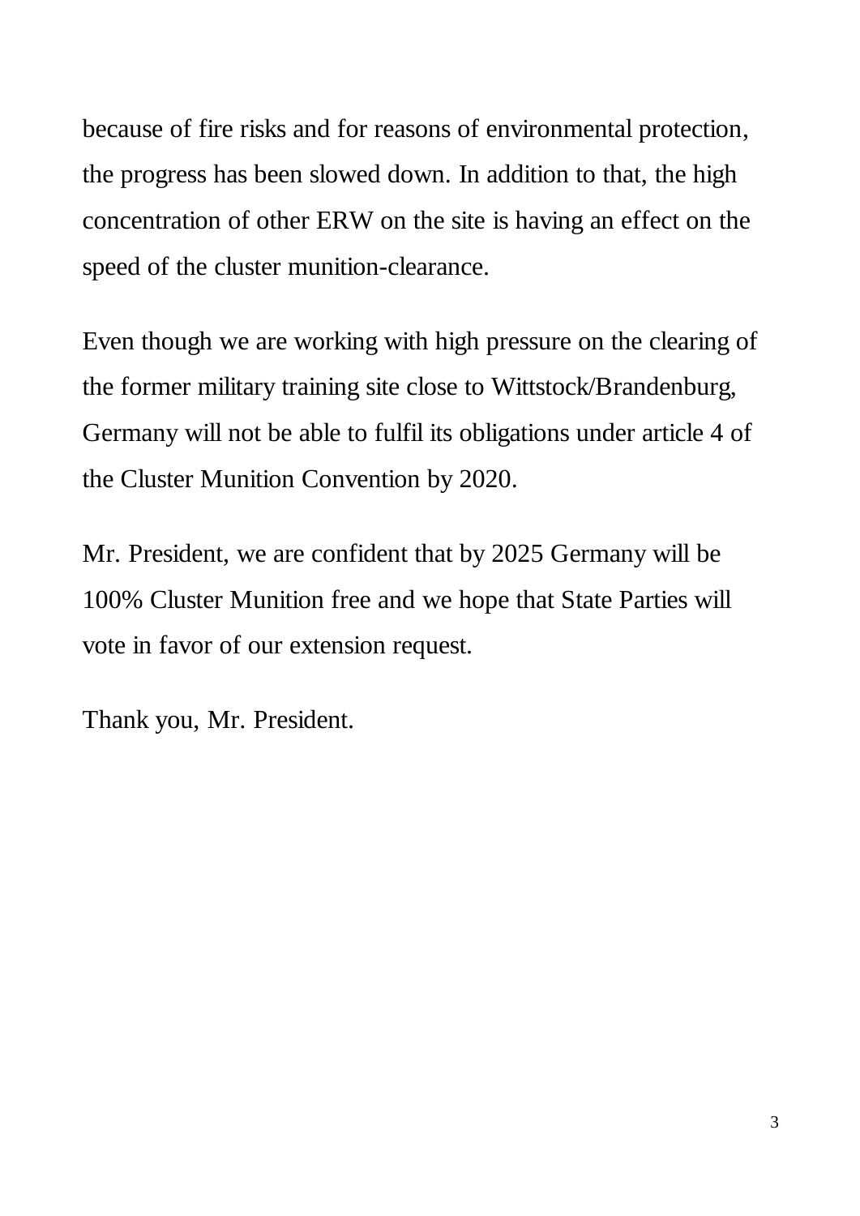because of fire risks and for reasons of environmental protection, the progress has been slowed down. In addition to that, the high concentration of other ERW on the site is having an effect on the speed of the cluster munition-clearance.

Even though we are working with high pressure on the clearing of the former military training site close to Wittstock/Brandenburg, Germany will not be able to fulfil its obligations under article 4 of the Cluster Munition Convention by 2020.

Mr. President, we are confident that by 2025 Germany will be 100% Cluster Munition free and we hope that State Parties will vote in favor of our extension request.

Thank you, Mr. President.